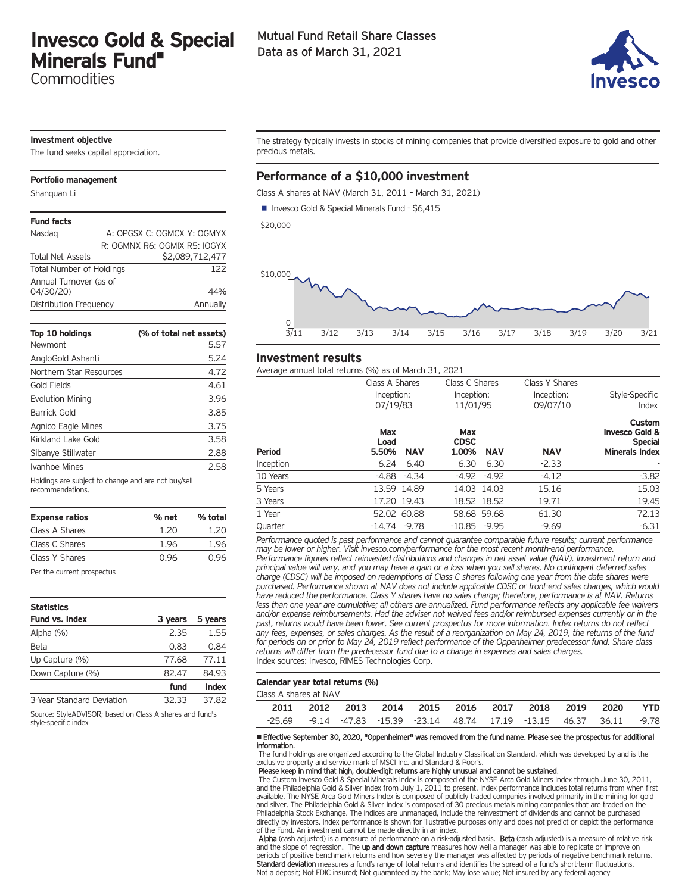# Invesco Gold & Special Minerals Fund■

Commodities

Mutual Fund Retail Share Classes
Data as of March 31, 2021

**Investment objective**

The fund seeks capital appreciation.

**Portfolio management**

Shanquan Li

**Fund facts**

| | |
|---|---|
| Nasdaq | A: OPGSX C: OGMCX Y: OGMYX R: OGMNX R6: OGMIX R5: IOGYX |
| Total Net Assets | $2,089,712,477 |
| Total Number of Holdings | 122 |
| Annual Turnover (as of 04/30/20) | 44% |
| Distribution Frequency | Annually |

| Top 10 holdings | (% of total net assets) |
|---|---|
| Newmont | 5.57 |
| AngloGold Ashanti | 5.24 |
| Northern Star Resources | 4.72 |
| Gold Fields | 4.61 |
| Evolution Mining | 3.96 |
| Barrick Gold | 3.85 |
| Agnico Eagle Mines | 3.75 |
| Kirkland Lake Gold | 3.58 |
| Sibanye Stillwater | 2.88 |
| Ivanhoe Mines | 2.58 |

Holdings are subject to change and are not buy/sell recommendations.

| Expense ratios | % net | % total |
|---|---|---|
| Class A Shares | 1.20 | 1.20 |
| Class C Shares | 1.96 | 1.96 |
| Class Y Shares | 0.96 | 0.96 |

Per the current prospectus

**Statistics**

| Fund vs. Index | 3 years | 5 years |
|---|---|---|
| Alpha (%) | 2.35 | 1.55 |
| Beta | 0.83 | 0.84 |
| Up Capture (%) | 77.68 | 77.11 |
| Down Capture (%) | 82.47 | 84.93 |
| | **fund** | **index** |
| 3-Year Standard Deviation | 32.33 | 37.82 |

Source: StyleADVISOR; based on Class A shares and fund's style-specific index

The strategy typically invests in stocks of mining companies that provide diversified exposure to gold and other precious metals.

## Performance of a $10,000 investment

Class A shares at NAV (March 31, 2011 – March 31, 2021)

■ Invesco Gold & Special Minerals Fund - $6,415

## Investment results

Average annual total returns (%) as of March 31, 2021

| Period | Class A Shares Inception: 07/19/83 Max Load 5.50% | Class A Shares NAV | Class C Shares Inception: 11/01/95 Max CDSC 1.00% | Class C Shares NAV | Class Y Shares Inception: 09/07/10 NAV | Style-Specific Index Custom Invesco Gold & Special Minerals Index |
|---|---|---|---|---|---|---|
| Inception | 6.24 | 6.40 | 6.30 | 6.30 | -2.33 | - |
| 10 Years | -4.88 | -4.34 | -4.92 | -4.92 | -4.12 | -3.82 |
| 5 Years | 13.59 | 14.89 | 14.03 | 14.03 | 15.16 | 15.03 |
| 3 Years | 17.20 | 19.43 | 18.52 | 18.52 | 19.71 | 19.45 |
| 1 Year | 52.02 | 60.88 | 58.68 | 59.68 | 61.30 | 72.13 |
| Quarter | -14.74 | -9.78 | -10.85 | -9.95 | -9.69 | -6.31 |

*Performance quoted is past performance and cannot guarantee comparable future results; current performance may be lower or higher. Visit invesco.com/performance for the most recent month-end performance. Performance figures reflect reinvested distributions and changes in net asset value (NAV). Investment return and principal value will vary, and you may have a gain or a loss when you sell shares. No contingent deferred sales charge (CDSC) will be imposed on redemptions of Class C shares following one year from the date shares were purchased. Performance shown at NAV does not include applicable CDSC or front-end sales charges, which would have reduced the performance. Class Y shares have no sales charge; therefore, performance is at NAV. Returns less than one year are cumulative; all others are annualized. Fund performance reflects any applicable fee waivers and/or expense reimbursements. Had the adviser not waived fees and/or reimbursed expenses currently or in the past, returns would have been lower. See current prospectus for more information. Index returns do not reflect any fees, expenses, or sales charges. As the result of a reorganization on May 24, 2019, the returns of the fund for periods on or prior to May 24, 2019 reflect performance of the Oppenheimer predecessor fund. Share class returns will differ from the predecessor fund due to a change in expenses and sales charges.*

Index sources: Invesco, RIMES Technologies Corp.

**Calendar year total returns (%)**

Class A shares at NAV

| 2011 | 2012 | 2013 | 2014 | 2015 | 2016 | 2017 | 2018 | 2019 | 2020 | YTD |
|---|---|---|---|---|---|---|---|---|---|---|
| -25.69 | -9.14 | -47.83 | -15.39 | -23.14 | 48.74 | 17.19 | -13.15 | 46.37 | 36.11 | -9.78 |

■ **Effective September 30, 2020, "Oppenheimer" was removed from the fund name. Please see the prospectus for additional information.**

The fund holdings are organized according to the Global Industry Classification Standard, which was developed by and is the exclusive property and service mark of MSCI Inc. and Standard & Poor's.

**Please keep in mind that high, double-digit returns are highly unusual and cannot be sustained.**

The Custom Invesco Gold & Special Minerals Index is composed of the NYSE Arca Gold Miners Index through June 30, 2011, and the Philadelphia Gold & Silver Index from July 1, 2011 to present. Index performance includes total returns from when first available. The NYSE Arca Gold Miners Index is composed of publicly traded companies involved primarily in the mining for gold and silver. The Philadelphia Gold & Silver Index is composed of 30 precious metals mining companies that are traded on the Philadelphia Stock Exchange. The indices are unmanaged, include the reinvestment of dividends and cannot be purchased directly by investors. Index performance is shown for illustrative purposes only and does not predict or depict the performance of the Fund. An investment cannot be made directly in an index.

**Alpha** (cash adjusted) is a measure of performance on a risk-adjusted basis. **Beta** (cash adjusted) is a measure of relative risk and the slope of regression. The **up and down capture** measures how well a manager was able to replicate or improve on periods of positive benchmark returns and how severely the manager was affected by periods of negative benchmark returns. **Standard deviation** measures a fund's range of total returns and identifies the spread of a fund's short-term fluctuations.

Not a deposit; Not FDIC insured; Not guaranteed by the bank; May lose value; Not insured by any federal agency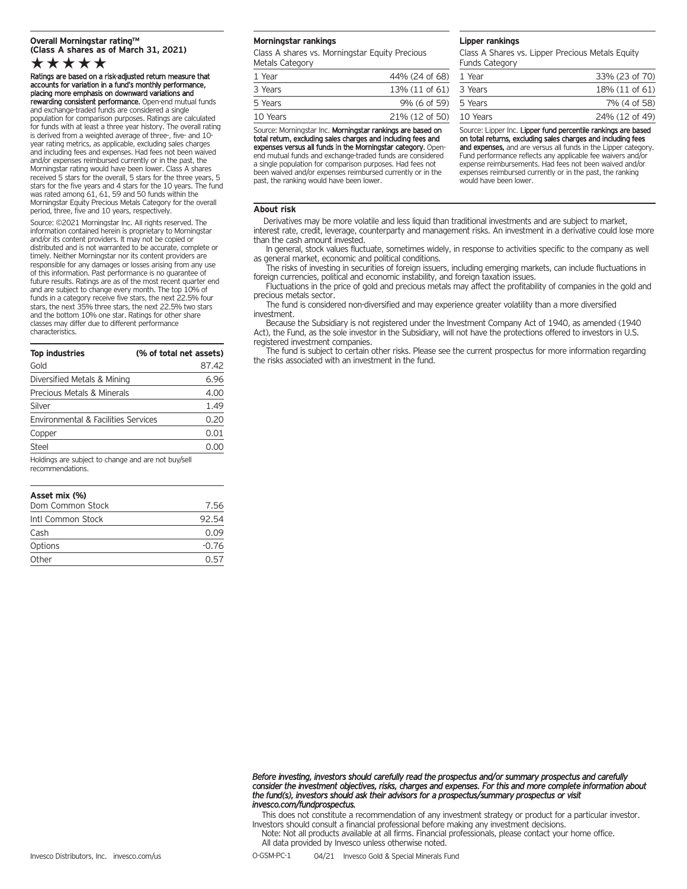**Overall Morningstar rating™ (Class A shares as of March 31, 2021)**

★★★★★

**Ratings are based on a risk-adjusted return measure that accounts for variation in a fund's monthly performance, placing more emphasis on downward variations and rewarding consistent performance.** Open-end mutual funds and exchange-traded funds are considered a single population for comparison purposes. Ratings are calculated for funds with at least a three year history. The overall rating is derived from a weighted average of three-, five- and 10-year rating metrics, as applicable, excluding sales charges and including fees and expenses. Had fees not been waived and/or expenses reimbursed currently or in the past, the Morningstar rating would have been lower. Class A shares received 5 stars for the overall, 5 stars for the three years, 5 stars for the five years and 4 stars for the 10 years. The fund was rated among 61, 61, 59 and 50 funds within the Morningstar Equity Precious Metals Category for the overall period, three, five and 10 years, respectively.

Source: ©2021 Morningstar Inc. All rights reserved. The information contained herein is proprietary to Morningstar and/or its content providers. It may not be copied or distributed and is not warranted to be accurate, complete or timely. Neither Morningstar nor its content providers are responsible for any damages or losses arising from any use of this information. Past performance is no guarantee of future results. Ratings are as of the most recent quarter end and are subject to change every month. The top 10% of funds in a category receive five stars, the next 22.5% four stars, the next 35% three stars, the next 22.5% two stars and the bottom 10% one star. Ratings for other share classes may differ due to different performance characteristics.

| Top industries | (% of total net assets) |
|---|---|
| Gold | 87.42 |
| Diversified Metals & Mining | 6.96 |
| Precious Metals & Minerals | 4.00 |
| Silver | 1.49 |
| Environmental & Facilities Services | 0.20 |
| Copper | 0.01 |
| Steel | 0.00 |

Holdings are subject to change and are not buy/sell recommendations.

**Asset mix (%)**

| | |
|---|---|
| Dom Common Stock | 7.56 |
| Intl Common Stock | 92.54 |
| Cash | 0.09 |
| Options | -0.76 |
| Other | 0.57 |

**Morningstar rankings**

Class A shares vs. Morningstar Equity Precious Metals Category

| | |
|---|---|
| 1 Year | 44% (24 of 68) |
| 3 Years | 13% (11 of 61) |
| 5 Years | 9% (6 of 59) |
| 10 Years | 21% (12 of 50) |

Source: Morningstar Inc. **Morningstar rankings are based on total return, excluding sales charges and including fees and expenses versus all funds in the Morningstar category.** Open-end mutual funds and exchange-traded funds are considered a single population for comparison purposes. Had fees not been waived and/or expenses reimbursed currently or in the past, the ranking would have been lower.

**Lipper rankings**

Class A Shares vs. Lipper Precious Metals Equity Funds Category

| | |
|---|---|
| 1 Year | 33% (23 of 70) |
| 3 Years | 18% (11 of 61) |
| 5 Years | 7% (4 of 58) |
| 10 Years | 24% (12 of 49) |

Source: Lipper Inc. **Lipper fund percentile rankings are based on total returns, excluding sales charges and including fees and expenses,** and are versus all funds in the Lipper category. Fund performance reflects any applicable fee waivers and/or expense reimbursements. Had fees not been waived and/or expenses reimbursed currently or in the past, the ranking would have been lower.

**About risk**

Derivatives may be more volatile and less liquid than traditional investments and are subject to market, interest rate, credit, leverage, counterparty and management risks. An investment in a derivative could lose more than the cash amount invested.

In general, stock values fluctuate, sometimes widely, in response to activities specific to the company as well as general market, economic and political conditions.

The risks of investing in securities of foreign issuers, including emerging markets, can include fluctuations in foreign currencies, political and economic instability, and foreign taxation issues.

Fluctuations in the price of gold and precious metals may affect the profitability of companies in the gold and precious metals sector.

The fund is considered non-diversified and may experience greater volatility than a more diversified investment.

Because the Subsidiary is not registered under the Investment Company Act of 1940, as amended (1940 Act), the Fund, as the sole investor in the Subsidiary, will not have the protections offered to investors in U.S. registered investment companies.

The fund is subject to certain other risks. Please see the current prospectus for more information regarding the risks associated with an investment in the fund.

*Before investing, investors should carefully read the prospectus and/or summary prospectus and carefully consider the investment objectives, risks, charges and expenses. For this and more complete information about the fund(s), investors should ask their advisors for a prospectus/summary prospectus or visit invesco.com/fundprospectus.*

This does not constitute a recommendation of any investment strategy or product for a particular investor. Investors should consult a financial professional before making any investment decisions.

Note: Not all products available at all firms. Financial professionals, please contact your home office.

All data provided by Invesco unless otherwise noted.

Invesco Distributors, Inc. invesco.com/us

O-GSM-PC-1 04/21 Invesco Gold & Special Minerals Fund